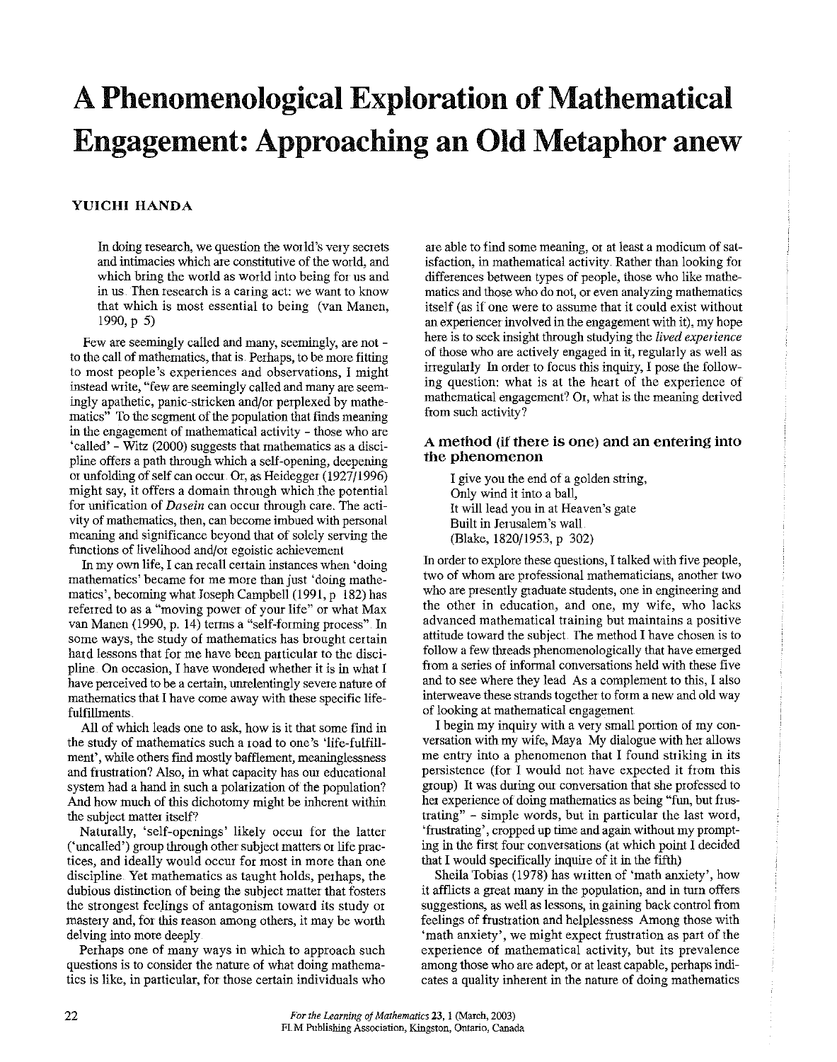# A Phenomenological Exploration of Mathematical Engagement: Approaching an Old Metaphor anew

**YUICHI HANDA**

> In doing research, we question the world's very secrets and intimacies which are constitutive of the world, and which bring the world as world into being for us and in us. Then research is a caring act: we want to know that which is most essential to being (van Manen, 1990, p 5)

Few are seemingly called and many, seemingly, are not - to the call of mathematics, that is. Perhaps, to be more fitting to most people's experiences and observations, I might instead write, "few are seemingly called and many are seemingly apathetic, panic-stricken and/or perplexed by mathematics". To the segment of the population that finds meaning in the engagement of mathematical activity - those who are 'called' - Witz (2000) suggests that mathematics as a discipline offers a path through which a self-opening, deepening or unfolding of self can occur. Or, as Heidegger (1927/1996) might say, it offers a domain through which the potential for unification of *Dasein* can occur through care. The activity of mathematics, then, can become imbued with personal meaning and significance beyond that of solely serving the functions of livelihood and/or egoistic achievement

In my own life, I can recall certain instances when 'doing mathematics' became for me more than just 'doing mathematics', becoming what Joseph Campbell (1991, p 182) has referred to as a "moving power of your life" or what Max van Manen (1990, p. 14) terms a "self-forming process". In some ways, the study of mathematics has brought certain hard lessons that for me have been particular to the discipline. On occasion, I have wondered whether it is in what I have perceived to be a certain, unrelentingly severe nature of mathematics that I have come away with these specific life-fulfillments.

All of which leads one to ask, how is it that some find in the study of mathematics such a road to one's 'life-fulfillment', while others find mostly bafflement, meaninglessness and frustration? Also, in what capacity has our educational system had a hand in such a polarization of the population? And how much of this dichotomy might be inherent within the subject matter itself?

Naturally, 'self-openings' likely occur for the latter ('uncalled') group through other subject matters or life practices, and ideally would occur for most in more than one discipline. Yet mathematics as taught holds, perhaps, the dubious distinction of being the subject matter that fosters the strongest feelings of antagonism toward its study or mastery and, for this reason among others, it may be worth delving into more deeply.

Perhaps one of many ways in which to approach such questions is to consider the nature of what doing mathematics is like, in particular, for those certain individuals who are able to find some meaning, or at least a modicum of satisfaction, in mathematical activity. Rather than looking for differences between types of people, those who like mathematics and those who do not, or even analyzing mathematics itself (as if one were to assume that it could exist without an experiencer involved in the engagement with it), my hope here is to seek insight through studying the *lived experience* of those who are actively engaged in it, regularly as well as irregularly. In order to focus this inquiry, I pose the following question: what is at the heart of the experience of mathematical engagement? Or, what is the meaning derived from such activity?

## A method (if there is one) and an entering into the phenomenon

> I give you the end of a golden string,
> Only wind it into a ball,
> It will lead you in at Heaven's gate
> Built in Jerusalem's wall.
> (Blake, 1820/1953, p 302)

In order to explore these questions, I talked with five people, two of whom are professional mathematicians, another two who are presently graduate students, one in engineering and the other in education, and one, my wife, who lacks advanced mathematical training but maintains a positive attitude toward the subject. The method I have chosen is to follow a few threads phenomenologically that have emerged from a series of informal conversations held with these five and to see where they lead. As a complement to this, I also interweave these strands together to form a new and old way of looking at mathematical engagement.

I begin my inquiry with a very small portion of my conversation with my wife, Maya. My dialogue with her allows me entry into a phenomenon that I found striking in its persistence (for I would not have expected it from this group). It was during our conversation that she professed to her experience of doing mathematics as being "fun, but frustrating" - simple words, but in particular the last word, 'frustrating', cropped up time and again without my prompting in the first four conversations (at which point I decided that I would specifically inquire of it in the fifth).

Sheila Tobias (1978) has written of 'math anxiety', how it afflicts a great many in the population, and in turn offers suggestions, as well as lessons, in gaining back control from feelings of frustration and helplessness. Among those with 'math anxiety', we might expect frustration as part of the experience of mathematical activity, but its prevalence among those who are adept, or at least capable, perhaps indicates a quality inherent in the nature of doing mathematics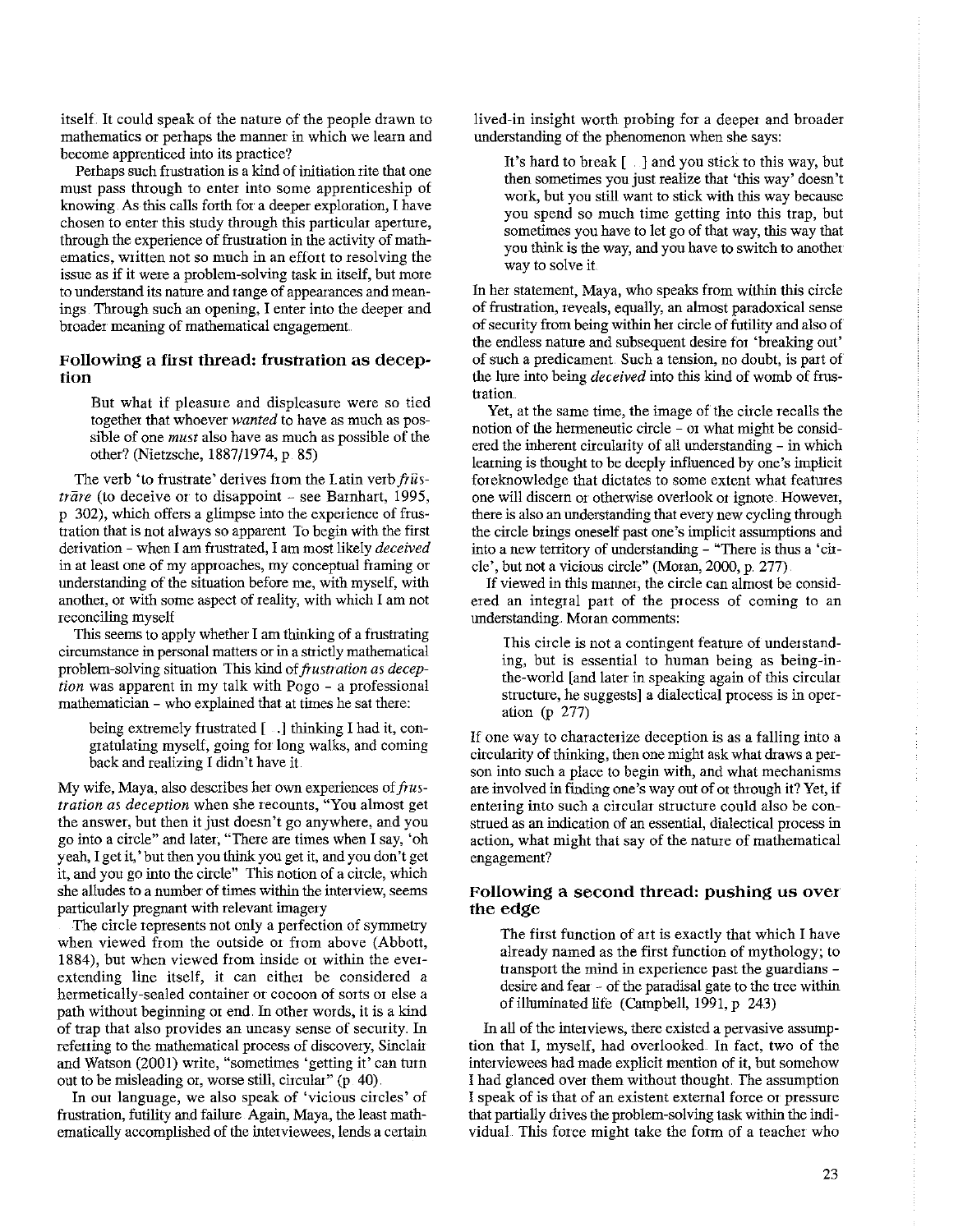itself. It could speak of the nature of the people drawn to mathematics or perhaps the manner in which we learn and become apprenticed into its practice?

Perhaps such frustration is a kind of initiation rite that one must pass through to enter into some apprenticeship of knowing. As this calls forth for a deeper exploration, I have chosen to enter this study through this particular aperture, through the experience of frustration in the activity of mathematics, written not so much in an effort to resolving the issue as if it were a problem-solving task in itself, but more to understand its nature and range of appearances and meanings. Through such an opening, I enter into the deeper and broader meaning of mathematical engagement.

## Following a first thread: frustration as deception

> But what if pleasure and displeasure were so tied together that whoever *wanted* to have as much as possible of one *must* also have as much as possible of the other? (Nietzsche, 1887/1974, p. 85)

The verb 'to frustrate' derives from the Latin verb *frūstrāre* (to deceive or to disappoint – see Barnhart, 1995, p. 302), which offers a glimpse into the experience of frustration that is not always so apparent. To begin with the first derivation – when I am frustrated, I am most likely *deceived* in at least one of my approaches, my conceptual framing or understanding of the situation before me, with myself, with another, or with some aspect of reality, with which I am not reconciling myself.

This seems to apply whether I am thinking of a frustrating circumstance in personal matters or in a strictly mathematical problem-solving situation. This kind of *frustration as deception* was apparent in my talk with Pogo – a professional mathematician – who explained that at times he sat there:

> being extremely frustrated [. . .] thinking I had it, congratulating myself, going for long walks, and coming back and realizing I didn't have it.

My wife, Maya, also describes her own experiences of *frustration as deception* when she recounts, "You almost get the answer, but then it just doesn't go anywhere, and you go into a circle" and later, "There are times when I say, 'oh yeah, I get it,' but then you think you get it, and you don't get it, and you go into the circle". This notion of a circle, which she alludes to a number of times within the interview, seems particularly pregnant with relevant imagery.

The circle represents not only a perfection of symmetry when viewed from the outside or from above (Abbott, 1884), but when viewed from inside or within the ever-extending line itself, it can either be considered a hermetically-sealed container or cocoon of sorts or else a path without beginning or end. In other words, it is a kind of trap that also provides an uneasy sense of security. In referring to the mathematical process of discovery, Sinclair and Watson (2001) write, "sometimes 'getting it' can turn out to be misleading or, worse still, circular" (p. 40).

In our language, we also speak of 'vicious circles' of frustration, futility and failure. Again, Maya, the least mathematically accomplished of the interviewees, lends a certain lived-in insight worth probing for a deeper and broader understanding of the phenomenon when she says:

> It's hard to break [. . .] and you stick to this way, but then sometimes you just realize that 'this way' doesn't work, but you still want to stick with this way because you spend so much time getting into this trap, but sometimes you have to let go of that way, this way that you think is the way, and you have to switch to another way to solve it.

In her statement, Maya, who speaks from within this circle of frustration, reveals, equally, an almost paradoxical sense of security from being within her circle of futility and also of the endless nature and subsequent desire for 'breaking out' of such a predicament. Such a tension, no doubt, is part of the lure into being *deceived* into this kind of womb of frustration.

Yet, at the same time, the image of the circle recalls the notion of the hermeneutic circle – or what might be considered the inherent circularity of all understanding – in which learning is thought to be deeply influenced by one's implicit foreknowledge that dictates to some extent what features one will discern or otherwise overlook or ignore. However, there is also an understanding that every new cycling through the circle brings oneself past one's implicit assumptions and into a new territory of understanding – "There is thus a 'circle', but not a vicious circle" (Moran, 2000, p. 277).

If viewed in this manner, the circle can almost be considered an integral part of the process of coming to an understanding. Moran comments:

> This circle is not a contingent feature of understanding, but is essential to human being as being-in-the-world [and later in speaking again of this circular structure, he suggests] a dialectical process is in operation. (p. 277)

If one way to characterize deception is as a falling into a circularity of thinking, then one might ask what draws a person into such a place to begin with, and what mechanisms are involved in finding one's way out of or through it? Yet, if entering into such a circular structure could also be construed as an indication of an essential, dialectical process in action, what might that say of the nature of mathematical engagement?

## Following a second thread: pushing us over the edge

> The first function of art is exactly that which I have already named as the first function of mythology; to transport the mind in experience past the guardians – desire and fear – of the paradisal gate to the tree within of illuminated life. (Campbell, 1991, p. 243)

In all of the interviews, there existed a pervasive assumption that I, myself, had overlooked. In fact, two of the interviewees had made explicit mention of it, but somehow I had glanced over them without thought. The assumption I speak of is that of an existent external force or pressure that partially drives the problem-solving task within the individual. This force might take the form of a teacher who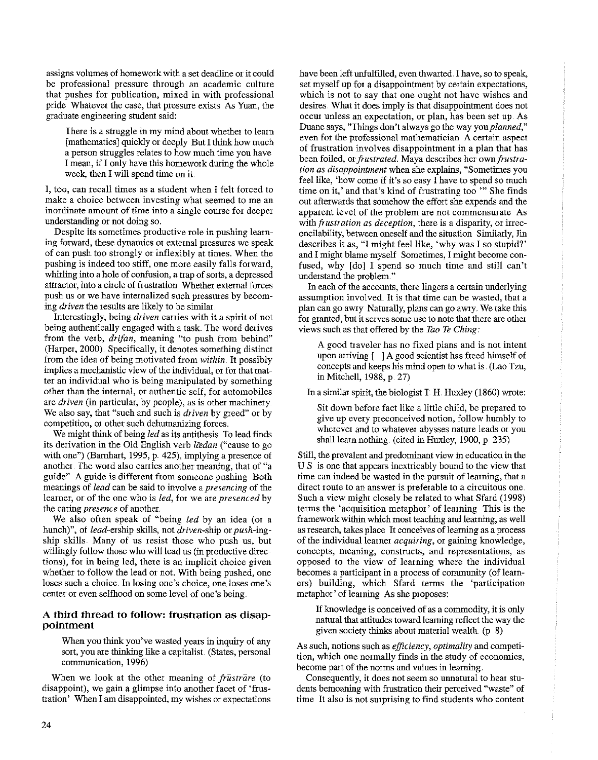assigns volumes of homework with a set deadline or it could be professional pressure through an academic culture that pushes for publication, mixed in with professional pride. Whatever the case, that pressure exists. As Yuan, the graduate engineering student said:

> There is a struggle in my mind about whether to learn [mathematics] quickly or deeply. But I think how much a person struggles relates to how much time you have. I mean, if I only have this homework during the whole week, then I will spend time on it.

I, too, can recall times as a student when I felt forced to make a choice between investing what seemed to me an inordinate amount of time into a single course for deeper understanding or not doing so.

Despite its sometimes productive role in pushing learning forward, these dynamics or external pressures we speak of can push too strongly or inflexibly at times. When the pushing is indeed too stiff, one more easily falls forward, whirling into a hole of confusion, a trap of sorts, a depressed attractor, into a circle of frustration. Whether external forces push us or we have internalized such pressures by becoming *driven* the results are likely to be similar.

Interestingly, being *driven* carries with it a spirit of not being authentically engaged with a task. The word derives from the verb, *drifan*, meaning "to push from behind" (Harper, 2000). Specifically, it denotes something distinct from the idea of being motivated from *within*. It possibly implies a mechanistic view of the individual, or for that matter an individual who is being manipulated by something other than the internal, or authentic self, for automobiles are *driven* (in particular, by people), as is other machinery. We also say, that "such and such is *driven* by greed" or by competition, or other such dehumanizing forces.

We might think of being *led* as its antithesis. To lead finds its derivation in the Old English verb *lǣdan* ("cause to go with one") (Barnhart, 1995, p. 425), implying a presence of another. The word also carries another meaning, that of "a guide". A guide is different from someone pushing. Both meanings of *lead* can be said to involve a *presencing* of the learner, or of the one who is *led*, for we are *presenced* by the caring *presence* of another.

We also often speak of "being *led* by an idea (or a hunch)", of *lead*-ership skills, not *driven*-ship or *push*-ingship skills. Many of us resist those who push us, but willingly follow those who will lead us (in productive directions), for in being led, there is an implicit choice given whether to follow the lead or not. With being pushed, one loses such a choice. In losing one's choice, one loses one's center or even selfhood on some level of one's being.

## A third thread to follow: frustration as disappointment

> When you think you've wasted years in inquiry of any sort, you are thinking like a capitalist. (States, personal communication, 1996)

When we look at the other meaning of *frūstrāre* (to disappoint), we gain a glimpse into another facet of 'frustration'. When I am disappointed, my wishes or expectations have been left unfulfilled, even thwarted. I have, so to speak, set myself up for a disappointment by certain expectations, which is not to say that one ought not have wishes and desires. What it does imply is that disappointment does not occur unless an expectation, or plan, has been set up. As Duane says, "Things don't always go the way you *planned*," even for the professional mathematician. A certain aspect of frustration involves disappointment in a plan that has been foiled, or *frustrated*. Maya describes her own *frustration as disappointment* when she explains, "Sometimes you feel like, 'how come if it's so easy I have to spend so much time on it,' and that's kind of frustrating too." She finds out afterwards that somehow the effort she expends and the apparent level of the problem are not commensurate. As with *frustration as deception*, there is a disparity, or irreconcilability, between oneself and the situation. Similarly, Jin describes it as, "I might feel like, 'why was I so stupid?' and I might blame myself. Sometimes, I might become confused, why [do] I spend so much time and still can't understand the problem."

In each of the accounts, there lingers a certain underlying assumption involved. It is that time can be wasted, that a plan can go awry. Naturally, plans can go awry. We take this for granted, but it serves some use to note that there are other views such as that offered by the *Tao Te Ching*:

> A good traveler has no fixed plans and is not intent upon arriving [...] A good scientist has freed himself of concepts and keeps his mind open to what is. (Lao Tzu, in Mitchell, 1988, p. 27)

In a similar spirit, the biologist T. H. Huxley (1860) wrote:

> Sit down before fact like a little child, be prepared to give up every preconceived notion, follow humbly to wherever and to whatever abysses nature leads or you shall learn nothing. (cited in Huxley, 1900, p. 235)

Still, the prevalent and predominant view in education in the U.S. is one that appears inextricably bound to the view that time can indeed be wasted in the pursuit of learning, that a direct route to an answer is preferable to a circuitous one. Such a view might closely be related to what Sfard (1998) terms the 'acquisition metaphor' of learning. This is the framework within which most teaching and learning, as well as research, takes place. It conceives of learning as a process of the individual learner *acquiring*, or gaining knowledge, concepts, meaning, constructs, and representations, as opposed to the view of learning where the individual becomes a participant in a process of community (of learners) building, which Sfard terms the 'participation metaphor' of learning. As she proposes:

> If knowledge is conceived of as a commodity, it is only natural that attitudes toward learning reflect the way the given society thinks about material wealth. (p. 8)

As such, notions such as *efficiency*, *optimality* and competition, which one normally finds in the study of economics, become part of the norms and values in learning.

Consequently, it does not seem so unnatural to hear students bemoaning with frustration their perceived "waste" of time. It also is not surprising to find students who content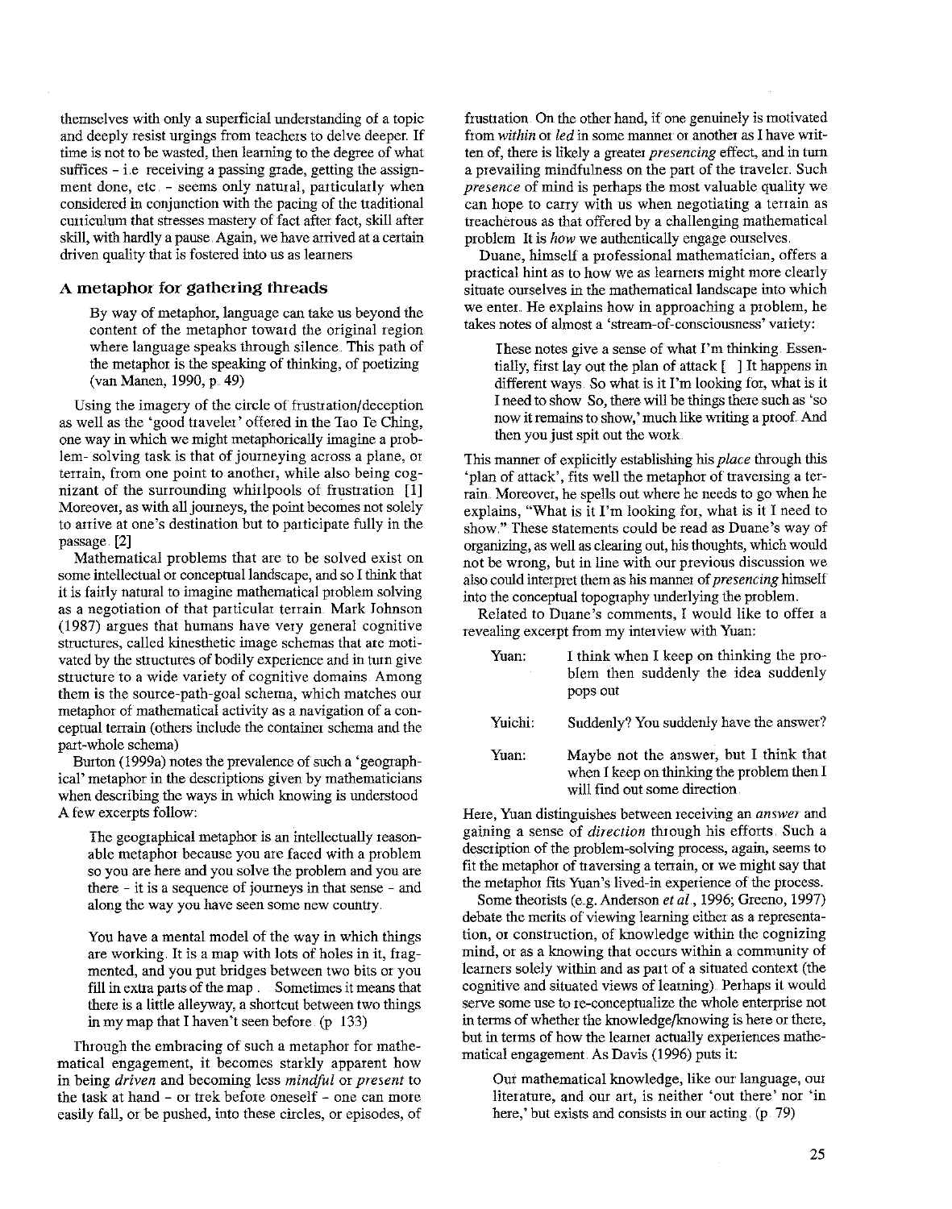themselves with only a superficial understanding of a topic and deeply resist urgings from teachers to delve deeper. If time is not to be wasted, then learning to the degree of what suffices - i.e receiving a passing grade, getting the assignment done, etc. - seems only natural, particularly when considered in conjunction with the pacing of the traditional curriculum that stresses mastery of fact after fact, skill after skill, with hardly a pause. Again, we have arrived at a certain driven quality that is fostered into us as learners

## A metaphor for gathering threads

> By way of metaphor, language can take us beyond the content of the metaphor toward the original region where language speaks through silence. This path of the metaphor is the speaking of thinking, of poetizing (van Manen, 1990, p. 49)

Using the imagery of the circle of frustration/deception as well as the 'good traveler' offered in the Tao Te Ching, one way in which we might metaphorically imagine a problem- solving task is that of journeying across a plane, or terrain, from one point to another, while also being cognizant of the surrounding whirlpools of frustration [1] Moreover, as with all journeys, the point becomes not solely to arrive at one's destination but to participate fully in the passage. [2]

Mathematical problems that are to be solved exist on some intellectual or conceptual landscape, and so I think that it is fairly natural to imagine mathematical problem solving as a negotiation of that particular terrain. Mark Johnson (1987) argues that humans have very general cognitive structures, called kinesthetic image schemas that are motivated by the structures of bodily experience and in turn give structure to a wide variety of cognitive domains. Among them is the source-path-goal schema, which matches our metaphor of mathematical activity as a navigation of a conceptual terrain (others include the container schema and the part-whole schema)

Burton (1999a) notes the prevalence of such a 'geographical' metaphor in the descriptions given by mathematicians when describing the ways in which knowing is understood. A few excerpts follow:

> The geographical metaphor is an intellectually reasonable metaphor because you are faced with a problem so you are here and you solve the problem and you are there - it is a sequence of journeys in that sense - and along the way you have seen some new country.
>
> You have a mental model of the way in which things are working. It is a map with lots of holes in it, fragmented, and you put bridges between two bits or you fill in extra parts of the map. Sometimes it means that there is a little alleyway, a shortcut between two things in my map that I haven't seen before. (p. 133)

Through the embracing of such a metaphor for mathematical engagement, it becomes starkly apparent how in being *driven* and becoming less *mindful* or *present* to the task at hand - or trek before oneself - one can more easily fall, or be pushed, into these circles, or episodes, of frustration. On the other hand, if one genuinely is motivated from *within* or *led* in some manner or another as I have written of, there is likely a greater *presencing* effect, and in turn a prevailing mindfulness on the part of the traveler. Such *presence* of mind is perhaps the most valuable quality we can hope to carry with us when negotiating a terrain as treacherous as that offered by a challenging mathematical problem. It is *how* we authentically engage ourselves.

Duane, himself a professional mathematician, offers a practical hint as to how we as learners might more clearly situate ourselves in the mathematical landscape into which we enter. He explains how in approaching a problem, he takes notes of almost a 'stream-of-consciousness' variety:

> These notes give a sense of what I'm thinking. Essentially, first lay out the plan of attack [ ] It happens in different ways. So what is it I'm looking for, what is it I need to show. So, there will be things there such as 'so now it remains to show,' much like writing a proof. And then you just spit out the work.

This manner of explicitly establishing his *place* through this 'plan of attack', fits well the metaphor of traversing a terrain. Moreover, he spells out where he needs to go when he explains, "What is it I'm looking for, what is it I need to show." These statements could be read as Duane's way of organizing, as well as clearing out, his thoughts, which would not be wrong, but in line with our previous discussion we also could interpret them as his manner of *presencing* himself into the conceptual topography underlying the problem.

Related to Duane's comments, I would like to offer a revealing excerpt from my interview with Yuan:

> Yuan: I think when I keep on thinking the problem then suddenly the idea suddenly pops out
>
> Yuichi: Suddenly? You suddenly have the answer?
>
> Yuan: Maybe not the answer, but I think that when I keep on thinking the problem then I will find out some direction.

Here, Yuan distinguishes between receiving an *answer* and gaining a sense of *direction* through his efforts. Such a description of the problem-solving process, again, seems to fit the metaphor of traversing a terrain, or we might say that the metaphor fits Yuan's lived-in experience of the process.

Some theorists (e.g. Anderson *et al.*, 1996; Greeno, 1997) debate the merits of viewing learning either as a representation, or construction, of knowledge within the cognizing mind, or as a knowing that occurs within a community of learners solely within and as part of a situated context (the cognitive and situated views of learning). Perhaps it would serve some use to re-conceptualize the whole enterprise not in terms of whether the knowledge/knowing is here or there, but in terms of how the learner actually experiences mathematical engagement. As Davis (1996) puts it:

> Our mathematical knowledge, like our language, our literature, and our art, is neither 'out there' nor 'in here,' but exists and consists in our acting. (p. 79)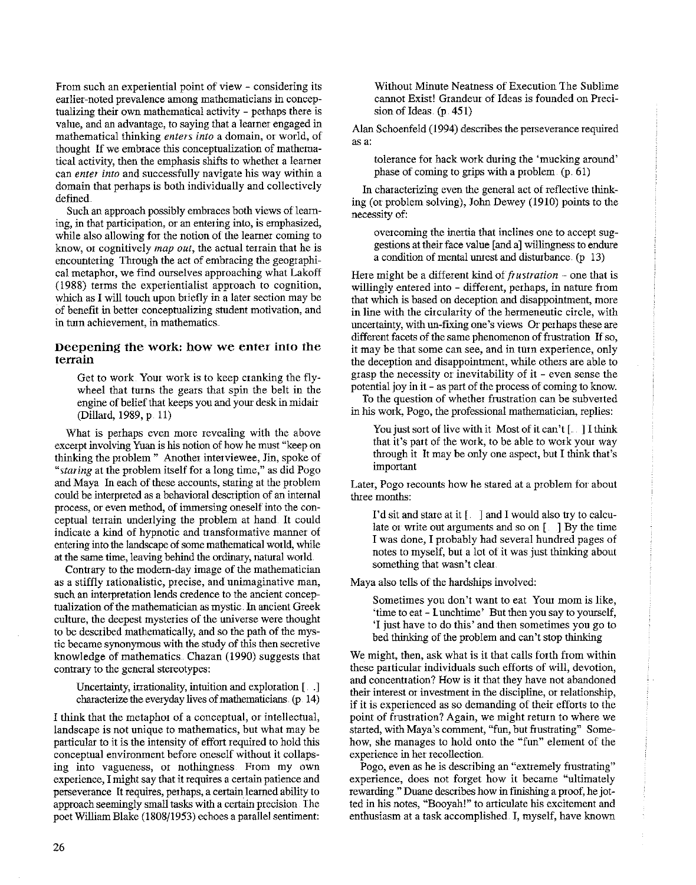From such an experiential point of view - considering its earlier-noted prevalence among mathematicians in conceptualizing their own mathematical activity - perhaps there is value, and an advantage, to saying that a learner engaged in mathematical thinking *enters into* a domain, or world, of thought. If we embrace this conceptualization of mathematical activity, then the emphasis shifts to whether a learner can *enter into* and successfully navigate his way within a domain that perhaps is both individually and collectively defined.

Such an approach possibly embraces both views of learning, in that participation, or an entering into, is emphasized, while also allowing for the notion of the learner coming to know, or cognitively *map out*, the actual terrain that he is encountering. Through the act of embracing the geographical metaphor, we find ourselves approaching what Lakoff (1988) terms the experientialist approach to cognition, which as I will touch upon briefly in a later section may be of benefit in better conceptualizing student motivation, and in turn achievement, in mathematics.

## Deepening the work: how we enter into the terrain

> Get to work. Your work is to keep cranking the flywheel that turns the gears that spin the belt in the engine of belief that keeps you and your desk in midair. (Dillard, 1989, p. 11)

What is perhaps even more revealing with the above excerpt involving Yuan is his notion of how he must "keep on thinking the problem." Another interviewee, Jin, spoke of "*staring* at the problem itself for a long time," as did Pogo and Maya. In each of these accounts, staring at the problem could be interpreted as a behavioral description of an internal process, or even method, of immersing oneself into the conceptual terrain underlying the problem at hand. It could indicate a kind of hypnotic and transformative manner of entering into the landscape of some mathematical world, while at the same time, leaving behind the ordinary, natural world.

Contrary to the modern-day image of the mathematician as a stiffly rationalistic, precise, and unimaginative man, such an interpretation lends credence to the ancient conceptualization of the mathematician as mystic. In ancient Greek culture, the deepest mysteries of the universe were thought to be described mathematically, and so the path of the mystic became synonymous with the study of this then secretive knowledge of mathematics. Chazan (1990) suggests that contrary to the general stereotypes:

> Uncertainty, irrationality, intuition and exploration [...] characterize the everyday lives of mathematicians. (p. 14)

I think that the metaphor of a conceptual, or intellectual, landscape is not unique to mathematics, but what may be particular to it is the intensity of effort required to hold this conceptual environment before oneself without it collapsing into vagueness, or nothingness. From my own experience, I might say that it requires a certain patience and perseverance. It requires, perhaps, a certain learned ability to approach seemingly small tasks with a certain precision. The poet William Blake (1808/1953) echoes a parallel sentiment:

> Without Minute Neatness of Execution The Sublime cannot Exist! Grandeur of Ideas is founded on Precision of Ideas. (p. 451)

Alan Schoenfeld (1994) describes the perseverance required as a:

> tolerance for hack work during the 'mucking around' phase of coming to grips with a problem. (p. 61)

In characterizing even the general act of reflective thinking (or problem solving), John Dewey (1910) points to the necessity of:

> overcoming the inertia that inclines one to accept suggestions at their face value [and a] willingness to endure a condition of mental unrest and disturbance. (p. 13)

Here might be a different kind of *frustration* - one that is willingly entered into - different, perhaps, in nature from that which is based on deception and disappointment, more in line with the circularity of the hermeneutic circle, with uncertainty, with un-fixing one's views. Or perhaps these are different facets of the same phenomenon of frustration. If so, it may be that some can see, and in turn experience, only the deception and disappointment, while others are able to grasp the necessity or inevitability of it - even sense the potential joy in it - as part of the process of coming to know.

To the question of whether frustration can be subverted in his work, Pogo, the professional mathematician, replies:

> You just sort of live with it. Most of it can't [...] I think that it's part of the work, to be able to work your way through it. It may be only one aspect, but I think that's important.

Later, Pogo recounts how he stared at a problem for about three months:

> I'd sit and stare at it [...] and I would also try to calculate or write out arguments and so on [...] By the time I was done, I probably had several hundred pages of notes to myself, but a lot of it was just thinking about something that wasn't clear.

Maya also tells of the hardships involved:

> Sometimes you don't want to eat. Your mom is like, 'time to eat - Lunchtime'. But then you say to yourself, 'I just have to do this' and then sometimes you go to bed thinking of the problem and can't stop thinking.

We might, then, ask what is it that calls forth from within these particular individuals such efforts of will, devotion, and concentration? How is it that they have not abandoned their interest or investment in the discipline, or relationship, if it is experienced as so demanding of their efforts to the point of frustration? Again, we might return to where we started, with Maya's comment, "fun, but frustrating". Somehow, she manages to hold onto the "fun" element of the experience in her recollection.

Pogo, even as he is describing an "extremely frustrating" experience, does not forget how it became "ultimately rewarding." Duane describes how in finishing a proof, he jotted in his notes, "Booyah!" to articulate his excitement and enthusiasm at a task accomplished. I, myself, have known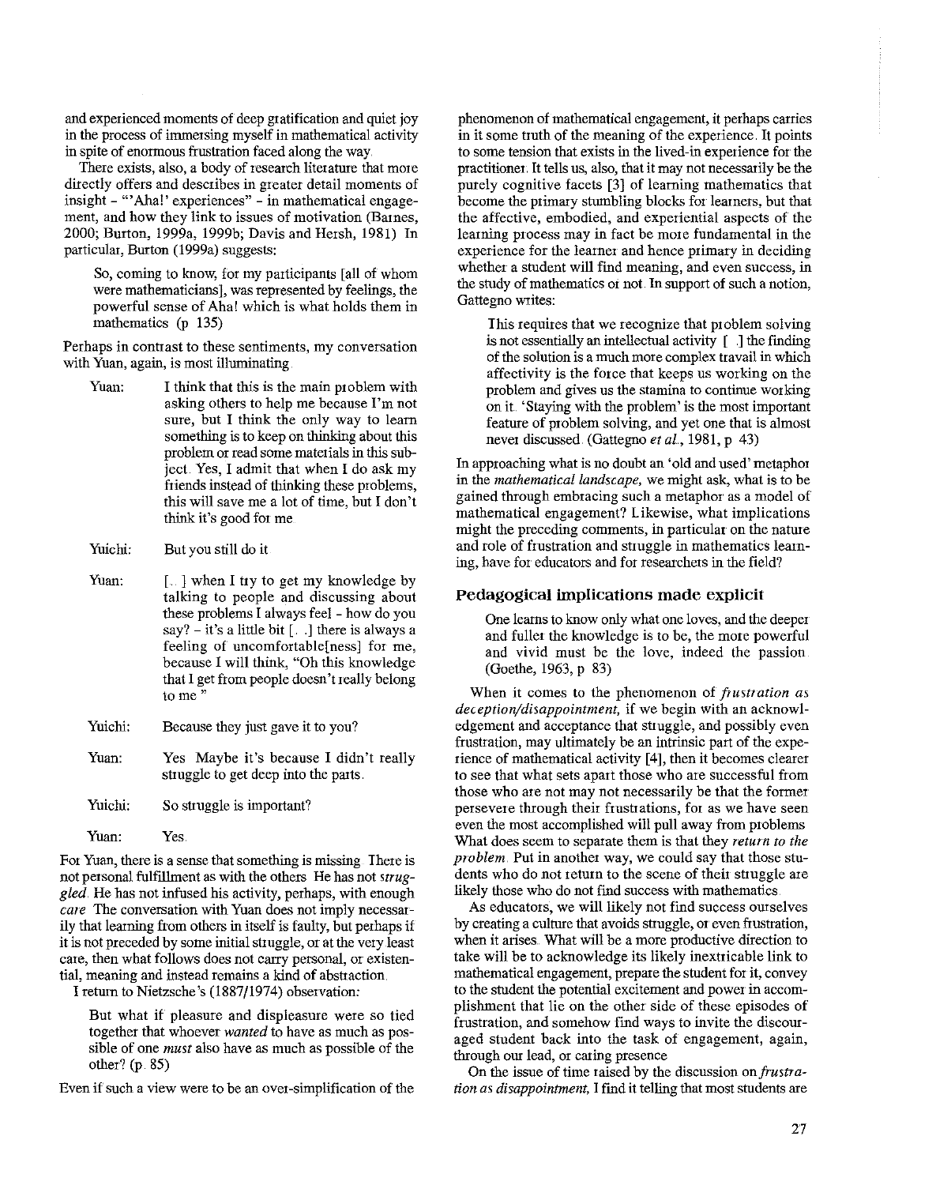and experienced moments of deep gratification and quiet joy in the process of immersing myself in mathematical activity in spite of enormous frustration faced along the way.

There exists, also, a body of research literature that more directly offers and describes in greater detail moments of insight - "'Aha!' experiences" - in mathematical engagement, and how they link to issues of motivation (Barnes, 2000; Burton, 1999a, 1999b; Davis and Hersh, 1981). In particular, Burton (1999a) suggests:

> So, coming to know, for my participants [all of whom were mathematicians], was represented by feelings, the powerful sense of Aha! which is what holds them in mathematics (p. 135)

Perhaps in contrast to these sentiments, my conversation with Yuan, again, is most illuminating.

> Yuan: I think that this is the main problem with asking others to help me because I'm not sure, but I think the only way to learn something is to keep on thinking about this problem or read some materials in this subject. Yes, I admit that when I do ask my friends instead of thinking these problems, this will save me a lot of time, but I don't think it's good for me.
>
> Yuichi: But you still do it.
>
> Yuan: [...] when I try to get my knowledge by talking to people and discussing about these problems I always feel - how do you say? - it's a little bit [...] there is always a feeling of uncomfortable[ness] for me, because I will think, "Oh this knowledge that I get from people doesn't really belong to me."
>
> Yuichi: Because they just gave it to you?
>
> Yuan: Yes. Maybe it's because I didn't really struggle to get deep into the parts.
>
> Yuichi: So struggle is important?
>
> Yuan: Yes.

For Yuan, there is a sense that something is missing. There is not personal fulfillment as with the others. He has not *struggled*. He has not infused his activity, perhaps, with enough *care*. The conversation with Yuan does not imply necessarily that learning from others in itself is faulty, but perhaps if it is not preceded by some initial struggle, or at the very least care, then what follows does not carry personal, or existential, meaning and instead remains a kind of abstraction.

I return to Nietzsche's (1887/1974) observation:

> But what if pleasure and displeasure were so tied together that whoever *wanted* to have as much as possible of one *must* also have as much as possible of the other? (p. 85)

Even if such a view were to be an over-simplification of the phenomenon of mathematical engagement, it perhaps carries in it some truth of the meaning of the experience. It points to some tension that exists in the lived-in experience for the practitioner. It tells us, also, that it may not necessarily be the purely cognitive facets [3] of learning mathematics that become the primary stumbling blocks for learners, but that the affective, embodied, and experiential aspects of the learning process may in fact be more fundamental in the experience for the learner and hence primary in deciding whether a student will find meaning, and even success, in the study of mathematics or not. In support of such a notion, Gattegno writes:

> This requires that we recognize that problem solving is not essentially an intellectual activity [...] the finding of the solution is a much more complex travail in which affectivity is the force that keeps us working on the problem and gives us the stamina to continue working on it. 'Staying with the problem' is the most important feature of problem solving, and yet one that is almost never discussed. (Gattegno *et al.*, 1981, p. 43)

In approaching what is no doubt an 'old and used' metaphor in the *mathematical landscape*, we might ask, what is to be gained through embracing such a metaphor as a model of mathematical engagement? Likewise, what implications might the preceding comments, in particular on the nature and role of frustration and struggle in mathematics learning, have for educators and for researchers in the field?

## Pedagogical implications made explicit

> One learns to know only what one loves, and the deeper and fuller the knowledge is to be, the more powerful and vivid must be the love, indeed the passion. (Goethe, 1963, p. 83)

When it comes to the phenomenon of *frustration as deception/disappointment*, if we begin with an acknowledgement and acceptance that struggle, and possibly even frustration, may ultimately be an intrinsic part of the experience of mathematical activity [4], then it becomes clearer to see that what sets apart those who are successful from those who are not may not necessarily be that the former persevere through their frustrations, for as we have seen even the most accomplished will pull away from problems. What does seem to separate them is that they *return to the problem*. Put in another way, we could say that those students who do not return to the scene of their struggle are likely those who do not find success with mathematics.

As educators, we will likely not find success ourselves by creating a culture that avoids struggle, or even frustration, when it arises. What will be a more productive direction to take will be to acknowledge its likely inextricable link to mathematical engagement, prepare the student for it, convey to the student the potential excitement and power in accomplishment that lie on the other side of these episodes of frustration, and somehow find ways to invite the discouraged student back into the task of engagement, again, through our lead, or caring presence.

On the issue of time raised by the discussion on *frustration as disappointment*, I find it telling that most students are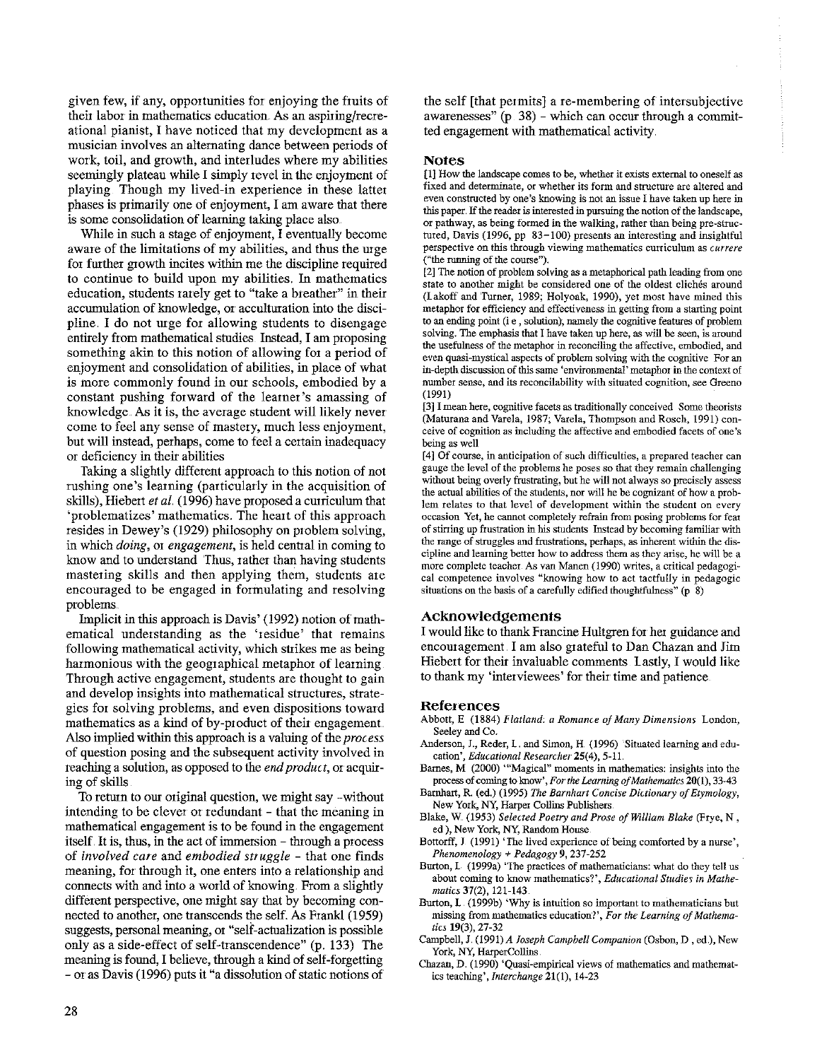given few, if any, opportunities for enjoying the fruits of their labor in mathematics education. As an aspiring/recreational pianist, I have noticed that my development as a musician involves an alternating dance between periods of work, toil, and growth, and interludes where my abilities seemingly plateau while I simply revel in the enjoyment of playing. Though my lived-in experience in these latter phases is primarily one of enjoyment, I am aware that there is some consolidation of learning taking place also.

While in such a stage of enjoyment, I eventually become aware of the limitations of my abilities, and thus the urge for further growth incites within me the discipline required to continue to build upon my abilities. In mathematics education, students rarely get to "take a breather" in their accumulation of knowledge, or acculturation into the discipline. I do not urge for allowing students to disengage entirely from mathematical studies. Instead, I am proposing something akin to this notion of allowing for a period of enjoyment and consolidation of abilities, in place of what is more commonly found in our schools, embodied by a constant pushing forward of the learner's amassing of knowledge. As it is, the average student will likely never come to feel any sense of mastery, much less enjoyment, but will instead, perhaps, come to feel a certain inadequacy or deficiency in their abilities.

Taking a slightly different approach to this notion of not rushing one's learning (particularly in the acquisition of skills), Hiebert *et al.* (1996) have proposed a curriculum that 'problematizes' mathematics. The heart of this approach resides in Dewey's (1929) philosophy on problem solving, in which *doing*, or *engagement*, is held central in coming to know and to understand. Thus, rather than having students mastering skills and then applying them, students are encouraged to be engaged in formulating and resolving problems.

Implicit in this approach is Davis' (1992) notion of mathematical understanding as the 'residue' that remains following mathematical activity, which strikes me as being harmonious with the geographical metaphor of learning. Through active engagement, students are thought to gain and develop insights into mathematical structures, strategies for solving problems, and even dispositions toward mathematics as a kind of by-product of their engagement. Also implied within this approach is a valuing of the *process* of question posing and the subsequent activity involved in reaching a solution, as opposed to the *end product*, or acquiring of skills.

To return to our original question, we might say – without intending to be clever or redundant – that the meaning in mathematical engagement is to be found in the engagement itself. It is, thus, in the act of immersion – through a process of *involved care* and *embodied struggle* – that one finds meaning, for through it, one enters into a relationship and connects with and into a world of knowing. From a slightly different perspective, one might say that by becoming connected to another, one transcends the self. As Frankl (1959) suggests, personal meaning, or "self-actualization is possible only as a side-effect of self-transcendence" (p. 133). The meaning is found, I believe, through a kind of self-forgetting – or as Davis (1996) puts it "a dissolution of static notions of the self [that permits] a re-membering of intersubjective awarenesses" (p. 38) – which can occur through a committed engagement with mathematical activity.

## Notes

[1] How the landscape comes to be, whether it exists external to oneself as fixed and determinate, or whether its form and structure are altered and even constructed by one's knowing is not an issue I have taken up here in this paper. If the reader is interested in pursuing the notion of the landscape, or pathway, as being formed in the walking, rather than being pre-structured, Davis (1996, pp. 83–100) presents an interesting and insightful perspective on this through viewing mathematics curriculum as *currere* ("the running of the course").

[2] The notion of problem solving as a metaphorical path leading from one state to another might be considered one of the oldest clichés around (Lakoff and Turner, 1989; Holyoak, 1990), yet most have mined this metaphor for efficiency and effectiveness in getting from a starting point to an ending point (i.e., solution), namely the cognitive features of problem solving. The emphasis that I have taken up here, as will be seen, is around the usefulness of the metaphor in reconciling the affective, embodied, and even quasi-mystical aspects of problem solving with the cognitive. For an in-depth discussion of this same 'environmental' metaphor in the context of number sense, and its reconcilability with situated cognition, see Greeno (1991)

[3] I mean here, cognitive facets as traditionally conceived. Some theorists (Maturana and Varela, 1987; Varela, Thompson and Rosch, 1991) conceive of cognition as including the affective and embodied facets of one's being as well

[4] Of course, in anticipation of such difficulties, a prepared teacher can gauge the level of the problems he poses so that they remain challenging without being overly frustrating, but he will not always so precisely assess the actual abilities of the students, nor will he be cognizant of how a problem relates to that level of development within the student on every occasion. Yet, he cannot completely refrain from posing problems for fear of stirring up frustration in his students. Instead by becoming familiar with the range of struggles and frustrations, perhaps, as inherent within the discipline and learning better how to address them as they arise, he will be a more complete teacher. As van Manen (1990) writes, a critical pedagogical competence involves "knowing how to act tactfully in pedagogic situations on the basis of a carefully edified thoughtfulness" (p. 8)

## Acknowledgements

I would like to thank Francine Hultgren for her guidance and encouragement. I am also grateful to Dan Chazan and Jim Hiebert for their invaluable comments. Lastly, I would like to thank my 'interviewees' for their time and patience.

## References

Abbott, E. (1884) *Flatland: a Romance of Many Dimensions*. London, Seeley and Co.

Anderson, J., Reder, L. and Simon, H. (1996) 'Situated learning and education', *Educational Researcher* **25**(4), 5-11.

Barnes, M. (2000) '"Magical" moments in mathematics: insights into the process of coming to know', *For the Learning of Mathematics* **20**(1), 33-43

Barnhart, R. (ed.) (1995) *The Barnhart Concise Dictionary of Etymology*, New York, NY, Harper Collins Publishers.

Blake, W. (1953) *Selected Poetry and Prose of William Blake* (Frye, N., ed.), New York, NY, Random House.

Bottorff, J. (1991) 'The lived experience of being comforted by a nurse', *Phenomenology + Pedagogy* **9**, 237-252

Burton, L. (1999a) 'The practices of mathematicians: what do they tell us about coming to know mathematics?', *Educational Studies in Mathematics* **37**(2), 121-143.

Burton, L. (1999b) 'Why is intuition so important to mathematicians but missing from mathematics education?', *For the Learning of Mathematics* **19**(3), 27-32

Campbell, J. (1991) *A Joseph Campbell Companion* (Osbon, D., ed.), New York, NY, HarperCollins.

Chazan, D. (1990) 'Quasi-empirical views of mathematics and mathematics teaching', *Interchange* **21**(1), 14-23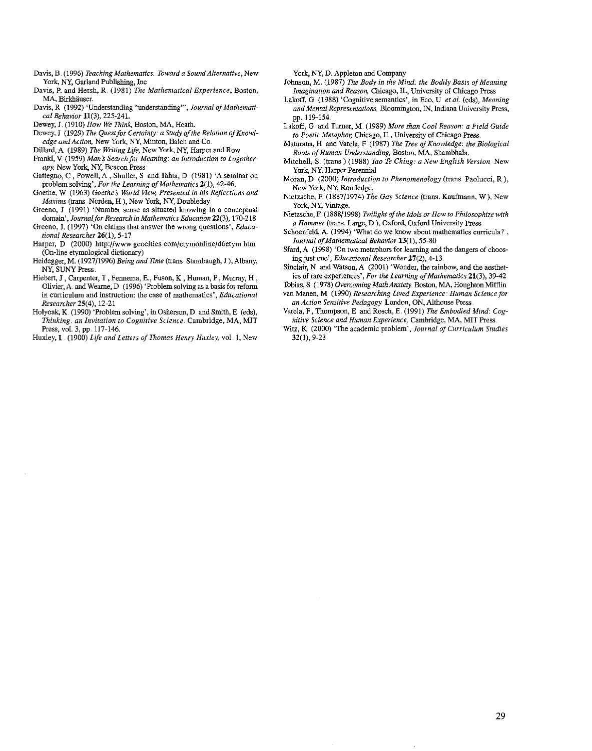Davis, B. (1996) *Teaching Mathematics: Toward a Sound Alternative*, New York, NY, Garland Publishing, Inc

Davis, P. and Hersh, R. (1981) *The Mathematical Experience*, Boston, MA, Birkhäuser.

Davis, R. (1992) 'Understanding "understanding"', *Journal of Mathematical Behavior* **11**(3), 225-241.

Dewey, J. (1910) *How We Think*, Boston, MA, Heath.

Dewey, J. (1929) *The Quest for Certainty: a Study of the Relation of Knowledge and Action*, New York, NY, Minton, Balch and Co.

Dillard, A. (1989) *The Writing Life*, New York, NY, Harper and Row

Frankl, V. (1959) *Man's Search for Meaning: an Introduction to Logotherapy*, New York, NY, Beacon Press

Gattegno, C., Powell, A., Shuller, S. and Tahta, D. (1981) 'A seminar on problem solving', *For the Learning of Mathematics* **2**(1), 42-46.

Goethe, W. (1963) *Goethe's World View, Presented in his Reflections and Maxims* (trans. Norden, H.), New York, NY, Doubleday

Greeno, J. (1991) 'Number sense as situated knowing in a conceptual domain', *Journal for Research in Mathematics Education* **22**(3), 170-218

Greeno, J. (1997) 'On claims that answer the wrong questions', *Educational Researcher* **26**(1), 5-17

Harper, D. (2000) http://www.geocities.com/etymonline/d6etym.htm (On-line etymological dictionary)

Heidegger, M. (1927/1996) *Being and Time* (trans. Stambaugh, J.), Albany, NY, SUNY Press.

Hiebert, J., Carpenter, T., Fennema, E., Fuson, K., Human, P., Murray, H., Olivier, A. and Wearne, D. (1996) 'Problem solving as a basis for reform in curriculum and instruction: the case of mathematics', *Educational Researcher* **25**(4), 12-21

Holyoak, K. (1990) 'Problem solving', in Osherson, D. and Smith, E. (eds), *Thinking: an Invitation to Cognitive Science*. Cambridge, MA, MIT Press, vol. 3, pp. 117-146.

Huxley, L. (1900) *Life and Letters of Thomas Henry Huxley*, vol. 1, New York, NY, D. Appleton and Company

Johnson, M. (1987) *The Body in the Mind: the Bodily Basis of Meaning Imagination and Reason*, Chicago, IL, University of Chicago Press

Lakoff, G. (1988) 'Cognitive semantics', in Eco, U. *et al.* (eds), *Meaning and Mental Representations*. Bloomington, IN, Indiana University Press, pp. 119-154.

Lakoff, G. and Turner, M. (1989) *More than Cool Reason: a Field Guide to Poetic Metaphor*, Chicago, IL, University of Chicago Press.

Maturana, H. and Varela, F. (1987) *The Tree of Knowledge: the Biological Roots of Human Understanding*, Boston, MA, Shambhala.

Mitchell, S. (trans.) (1988) *Tao Te Ching: a New English Version*. New York, NY, Harper Perennial

Moran, D. (2000) *Introduction to Phenomenology* (trans. Paolucci, R.), New York, NY, Routledge.

Nietzsche, F. (1887/1974) *The Gay Science* (trans. Kaufmann, W.), New York, NY, Vintage.

Nietzsche, F. (1888/1998) *Twilight of the Idols or How to Philosophize with a Hammer* (trans. Large, D.), Oxford, Oxford University Press

Schoenfeld, A. (1994) 'What do we know about mathematics curricula?', *Journal of Mathematical Behavior* **13**(1), 55-80

Sfard, A. (1998) 'On two metaphors for learning and the dangers of choosing just one', *Educational Researcher* **27**(2), 4-13.

Sinclair, N. and Watson, A. (2001) 'Wonder, the rainbow, and the aesthetics of rare experiences', *For the Learning of Mathematics* **21**(3), 39-42

Tobias, S. (1978) *Overcoming Math Anxiety*. Boston, MA, Houghton Mifflin

van Manen, M. (1990) *Researching Lived Experience: Human Science for an Action Sensitive Pedagogy*. London, ON, Althouse Press.

Varela, F., Thompson, E. and Rosch, E. (1991) *The Embodied Mind: Cognitive Science and Human Experience*, Cambridge, MA, MIT Press.

Witz, K. (2000) 'The academic problem', *Journal of Curriculum Studies* **32**(1), 9-23